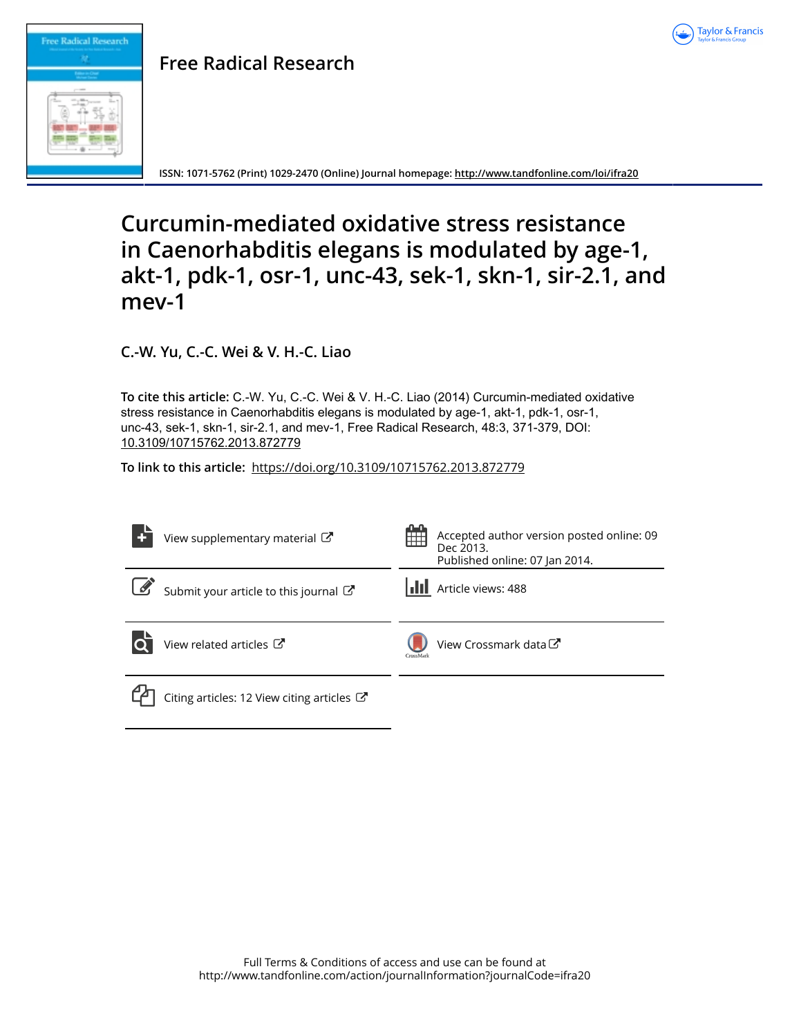Free Radical Research

ISSN: 1071-5762 (Print) 1029-2470 (Online) Journal homepage: http://www.tandfonline.com/loi/ifra20

# Curcumin-mediated oxidative stress resistance in Caenorhabditis elegans is modulated by age-1, akt-1, pdk-1, osr-1, unc-43, sek-1, skn-1, sir-2.1, and mev-1

**C.-W. Yu, C.-C. Wei & V. H.-C. Liao**

**To cite this article:** C.-W. Yu, C.-C. Wei & V. H.-C. Liao (2014) Curcumin-mediated oxidative stress resistance in Caenorhabditis elegans is modulated by age-1, akt-1, pdk-1, osr-1, unc-43, sek-1, skn-1, sir-2.1, and mev-1, Free Radical Research, 48:3, 371-379, DOI: 10.3109/10715762.2013.872779

**To link to this article:** https://doi.org/10.3109/10715762.2013.872779

View supplementary material

Accepted author version posted online: 09 Dec 2013. Published online: 07 Jan 2014.

Submit your article to this journal

Article views: 488

View related articles

View Crossmark data

Citing articles: 12 View citing articles

Full Terms & Conditions of access and use can be found at http://www.tandfonline.com/action/journalInformation?journalCode=ifra20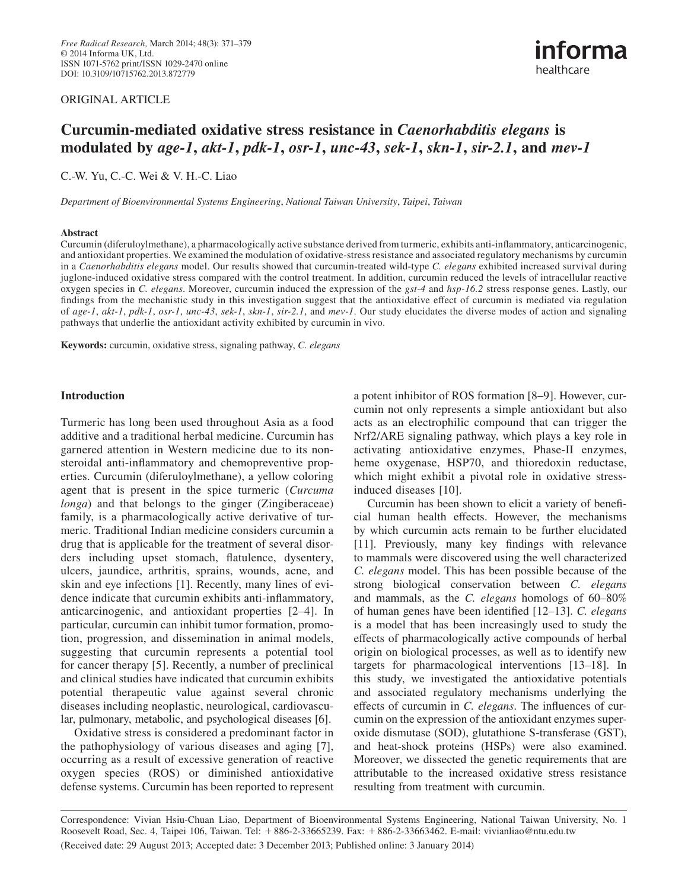ORIGINAL ARTICLE

# Curcumin-mediated oxidative stress resistance in *Caenorhabditis elegans* is modulated by *age-1*, *akt-1*, *pdk-1*, *osr-1*, *unc-43*, *sek-1*, *skn-1*, *sir-2.1*, and *mev-1*

C.-W. Yu, C.-C. Wei & V. H.-C. Liao

*Department of Bioenvironmental Systems Engineering*, *National Taiwan University*, *Taipei*, *Taiwan*

### Abstract

Curcumin (diferuloylmethane), a pharmacologically active substance derived from turmeric, exhibits anti-inflammatory, anticarcinogenic, and antioxidant properties. We examined the modulation of oxidative-stress resistance and associated regulatory mechanisms by curcumin in a *Caenorhabditis elegans* model. Our results showed that curcumin-treated wild-type *C. elegans* exhibited increased survival during juglone-induced oxidative stress compared with the control treatment. In addition, curcumin reduced the levels of intracellular reactive oxygen species in *C. elegans*. Moreover, curcumin induced the expression of the *gst-4* and *hsp-16.2* stress response genes. Lastly, our findings from the mechanistic study in this investigation suggest that the antioxidative effect of curcumin is mediated via regulation of *age-1*, *akt-1*, *pdk-1*, *osr-1*, *unc-43*, *sek-1*, *skn-1*, *sir-2.1*, and *mev-1*. Our study elucidates the diverse modes of action and signaling pathways that underlie the antioxidant activity exhibited by curcumin in vivo.

**Keywords:** curcumin, oxidative stress, signaling pathway, *C. elegans*

## Introduction

Turmeric has long been used throughout Asia as a food additive and a traditional herbal medicine. Curcumin has garnered attention in Western medicine due to its non-steroidal anti-inflammatory and chemopreventive properties. Curcumin (diferuloylmethane), a yellow coloring agent that is present in the spice turmeric (*Curcuma longa*) and that belongs to the ginger (Zingiberaceae) family, is a pharmacologically active derivative of turmeric. Traditional Indian medicine considers curcumin a drug that is applicable for the treatment of several disorders including upset stomach, flatulence, dysentery, ulcers, jaundice, arthritis, sprains, wounds, acne, and skin and eye infections [1]. Recently, many lines of evidence indicate that curcumin exhibits anti-inflammatory, anticarcinogenic, and antioxidant properties [2–4]. In particular, curcumin can inhibit tumor formation, promotion, progression, and dissemination in animal models, suggesting that curcumin represents a potential tool for cancer therapy [5]. Recently, a number of preclinical and clinical studies have indicated that curcumin exhibits potential therapeutic value against several chronic diseases including neoplastic, neurological, cardiovascular, pulmonary, metabolic, and psychological diseases [6].

Oxidative stress is considered a predominant factor in the pathophysiology of various diseases and aging [7], occurring as a result of excessive generation of reactive oxygen species (ROS) or diminished antioxidative defense systems. Curcumin has been reported to represent a potent inhibitor of ROS formation [8–9]. However, curcumin not only represents a simple antioxidant but also acts as an electrophilic compound that can trigger the Nrf2/ARE signaling pathway, which plays a key role in activating antioxidative enzymes, Phase-II enzymes, heme oxygenase, HSP70, and thioredoxin reductase, which might exhibit a pivotal role in oxidative stress-induced diseases [10].

Curcumin has been shown to elicit a variety of beneficial human health effects. However, the mechanisms by which curcumin acts remain to be further elucidated [11]. Previously, many key findings with relevance to mammals were discovered using the well characterized *C. elegans* model. This has been possible because of the strong biological conservation between *C. elegans* and mammals, as the *C. elegans* homologs of 60–80% of human genes have been identified [12–13]. *C. elegans* is a model that has been increasingly used to study the effects of pharmacologically active compounds of herbal origin on biological processes, as well as to identify new targets for pharmacological interventions [13–18]. In this study, we investigated the antioxidative potentials and associated regulatory mechanisms underlying the effects of curcumin in *C. elegans*. The influences of curcumin on the expression of the antioxidant enzymes superoxide dismutase (SOD), glutathione S-transferase (GST), and heat-shock proteins (HSPs) were also examined. Moreover, we dissected the genetic requirements that are attributable to the increased oxidative stress resistance resulting from treatment with curcumin.

Correspondence: Vivian Hsiu-Chuan Liao, Department of Bioenvironmental Systems Engineering, National Taiwan University, No. 1 Roosevelt Road, Sec. 4, Taipei 106, Taiwan. Tel: + 886-2-33665239. Fax: + 886-2-33663462. E-mail: vivianliao@ntu.edu.tw

(Received date: 29 August 2013; Accepted date: 3 December 2013; Published online: 3 January 2014)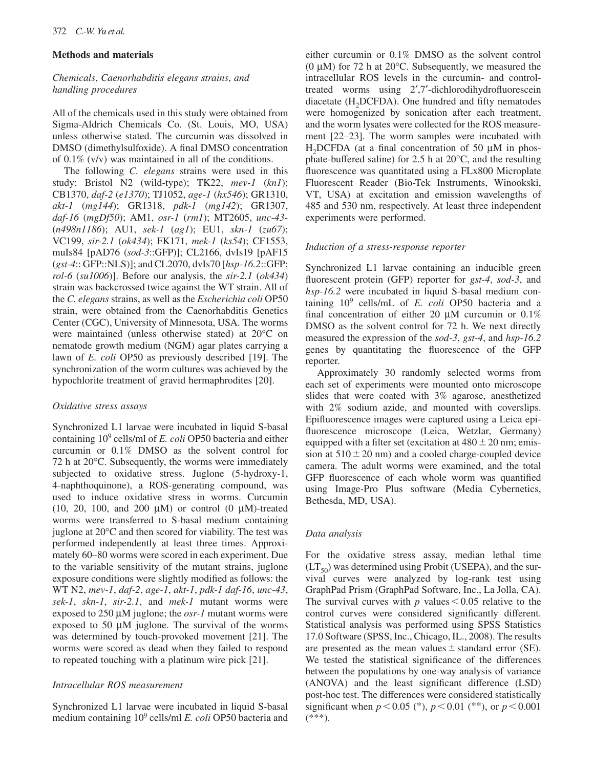## Methods and materials

### *Chemicals, Caenorhabditis elegans strains, and handling procedures*

All of the chemicals used in this study were obtained from Sigma-Aldrich Chemicals Co. (St. Louis, MO, USA) unless otherwise stated. The curcumin was dissolved in DMSO (dimethylsulfoxide). A final DMSO concentration of 0.1% (v/v) was maintained in all of the conditions.

The following *C. elegans* strains were used in this study: Bristol N2 (wild-type); TK22, *mev-1* (*kn1*); CB1370, *daf-2* (*e1370*); TJ1052, *age-1* (*hx546*); GR1310, *akt-1* (*mg144*); GR1318, *pdk-1* (*mg142*); GR1307, *daf-16* (*mgDf50*); AM1, *osr-1* (*rm1*); MT2605, *unc-43-* (*n498n1186*); AU1, *sek-1* (*ag1*); EU1, *skn-1* (*zu67*); VC199, *sir-2.1* (*ok434*); FK171, *mek-1* (*ks54*); CF1553, muIs84 [pAD76 (*sod-3*::GFP)]; CL2166, dvIs19 [pAF15 (*gst-4*:: GFP::NLS)]; and CL2070, dvIs70 [*hsp-16.2*::GFP; *rol-6* (*su1006*)]. Before our analysis, the *sir-2.1* (*ok434*) strain was backcrossed twice against the WT strain. All of the *C. elegans* strains, as well as the *Escherichia coli* OP50 strain, were obtained from the Caenorhabditis Genetics Center (CGC), University of Minnesota, USA. The worms were maintained (unless otherwise stated) at 20°C on nematode growth medium (NGM) agar plates carrying a lawn of *E. coli* OP50 as previously described [19]. The synchronization of the worm cultures was achieved by the hypochlorite treatment of gravid hermaphrodites [20].

### *Oxidative stress assays*

Synchronized L1 larvae were incubated in liquid S-basal containing $10^9$ cells/ml of *E. coli* OP50 bacteria and either curcumin or 0.1% DMSO as the solvent control for 72 h at 20°C. Subsequently, the worms were immediately subjected to oxidative stress. Juglone (5-hydroxy-1, 4-naphthoquinone), a ROS-generating compound, was used to induce oxidative stress in worms. Curcumin (10, 20, 100, and 200 μM) or control (0 μM)-treated worms were transferred to S-basal medium containing juglone at 20°C and then scored for viability. The test was performed independently at least three times. Approximately 60–80 worms were scored in each experiment. Due to the variable sensitivity of the mutant strains, juglone exposure conditions were slightly modified as follows: the WT N2, *mev-1*, *daf-2*, *age-1*, *akt-1*, *pdk-1 daf-16*, *unc-43*, *sek-1*, *skn-1*, *sir-2.1*, and *mek-1* mutant worms were exposed to 250 μM juglone; the *osr-1* mutant worms were exposed to 50 μM juglone. The survival of the worms was determined by touch-provoked movement [21]. The worms were scored as dead when they failed to respond to repeated touching with a platinum wire pick [21].

### *Intracellular ROS measurement*

Synchronized L1 larvae were incubated in liquid S-basal medium containing $10^9$ cells/ml *E. coli* OP50 bacteria and either curcumin or 0.1% DMSO as the solvent control (0 μM) for 72 h at 20°C. Subsequently, we measured the intracellular ROS levels in the curcumin- and control-treated worms using 2′,7′-dichlorodihydrofluorescein diacetate ($H_2$DCFDA). One hundred and fifty nematodes were homogenized by sonication after each treatment, and the worm lysates were collected for the ROS measurement [22–23]. The worm samples were incubated with $H_2$DCFDA (at a final concentration of 50 μM in phosphate-buffered saline) for 2.5 h at 20°C, and the resulting fluorescence was quantitated using a FLx800 Microplate Fluorescent Reader (Bio-Tek Instruments, Winookski, VT, USA) at excitation and emission wavelengths of 485 and 530 nm, respectively. At least three independent experiments were performed.

### *Induction of a stress-response reporter*

Synchronized L1 larvae containing an inducible green fluorescent protein (GFP) reporter for *gst-4*, *sod-3*, and *hsp-16.2* were incubated in liquid S-basal medium containing $10^9$ cells/mL of *E. coli* OP50 bacteria and a final concentration of either 20 μM curcumin or 0.1% DMSO as the solvent control for 72 h. We next directly measured the expression of the *sod-3*, *gst-4*, and *hsp-16.2* genes by quantitating the fluorescence of the GFP reporter.

Approximately 30 randomly selected worms from each set of experiments were mounted onto microscope slides that were coated with 3% agarose, anesthetized with 2% sodium azide, and mounted with coverslips. Epifluorescence images were captured using a Leica epifluorescence microscope (Leica, Wetzlar, Germany) equipped with a filter set (excitation at 480 ± 20 nm; emission at 510 ± 20 nm) and a cooled charge-coupled device camera. The adult worms were examined, and the total GFP fluorescence of each whole worm was quantified using Image-Pro Plus software (Media Cybernetics, Bethesda, MD, USA).

### *Data analysis*

For the oxidative stress assay, median lethal time ($LT_{50}$) was determined using Probit (USEPA), and the survival curves were analyzed by log-rank test using GraphPad Prism (GraphPad Software, Inc., La Jolla, CA). The survival curves with $p$ values $< 0.05$ relative to the control curves were considered significantly different. Statistical analysis was performed using SPSS Statistics 17.0 Software (SPSS, Inc., Chicago, IL., 2008). The results are presented as the mean values ± standard error (SE). We tested the statistical significance of the differences between the populations by one-way analysis of variance (ANOVA) and the least significant difference (LSD) post-hoc test. The differences were considered statistically significant when $p < 0.05$ (*), $p < 0.01$ (**), or $p < 0.001$ (***).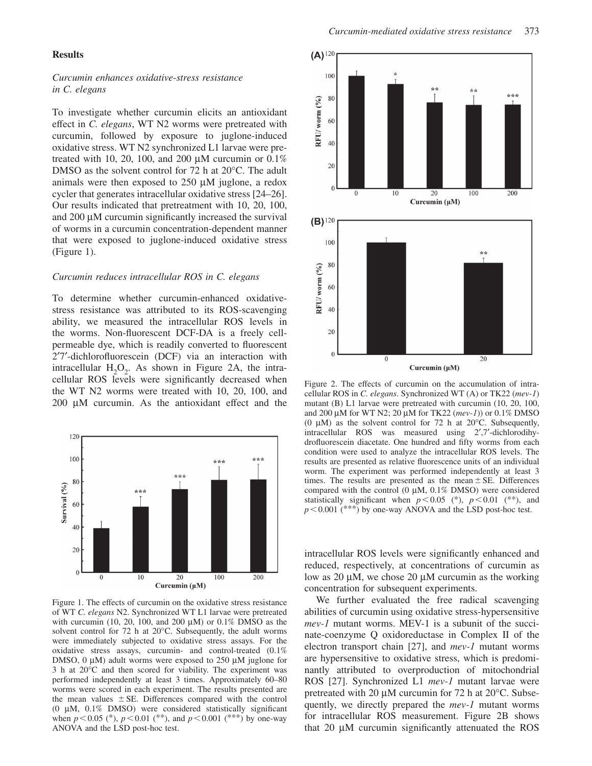## Results

### *Curcumin enhances oxidative-stress resistance in C. elegans*

To investigate whether curcumin elicits an antioxidant effect in *C. elegans*, WT N2 worms were pretreated with curcumin, followed by exposure to juglone-induced oxidative stress. WT N2 synchronized L1 larvae were pretreated with 10, 20, 100, and 200 μM curcumin or 0.1% DMSO as the solvent control for 72 h at 20°C. The adult animals were then exposed to 250 μM juglone, a redox cycler that generates intracellular oxidative stress [24–26]. Our results indicated that pretreatment with 10, 20, 100, and 200 μM curcumin significantly increased the survival of worms in a curcumin concentration-dependent manner that were exposed to juglone-induced oxidative stress (Figure 1).

### *Curcumin reduces intracellular ROS in C. elegans*

To determine whether curcumin-enhanced oxidative-stress resistance was attributed to its ROS-scavenging ability, we measured the intracellular ROS levels in the worms. Non-fluorescent DCF-DA is a freely cell-permeable dye, which is readily converted to fluorescent 2′7′-dichlorofluorescein (DCF) via an interaction with intracellular $H_2O_2$. As shown in Figure 2A, the intracellular ROS levels were significantly decreased when the WT N2 worms were treated with 10, 20, 100, and 200 μM curcumin. As the antioxidant effect and the intracellular ROS levels were significantly enhanced and reduced, respectively, at concentrations of curcumin as low as 20 μM, we chose 20 μM curcumin as the working concentration for subsequent experiments.

Figure 1. The effects of curcumin on the oxidative stress resistance of WT *C. elegans* N2. Synchronized WT L1 larvae were pretreated with curcumin (10, 20, 100, and 200 μM) or 0.1% DMSO as the solvent control for 72 h at 20°C. Subsequently, the adult worms were immediately subjected to oxidative stress assays. For the oxidative stress assays, curcumin- and control-treated (0.1% DMSO, 0 μM) adult worms were exposed to 250 μM juglone for 3 h at 20°C and then scored for viability. The experiment was performed independently at least 3 times. Approximately 60–80 worms were scored in each experiment. The results presented are the mean values ± SE. Differences compared with the control (0 μM, 0.1% DMSO) were considered statistically significant when $p < 0.05$ (*), $p < 0.01$ (**), and $p < 0.001$ (***) by one-way ANOVA and the LSD post-hoc test.

Figure 2. The effects of curcumin on the accumulation of intracellular ROS in *C. elegans*. Synchronized WT (A) or TK22 (*mev-1*) mutant (B) L1 larvae were pretreated with curcumin (10, 20, 100, and 200 μM for WT N2; 20 μM for TK22 (*mev-1*)) or 0.1% DMSO (0 μM) as the solvent control for 72 h at 20°C. Subsequently, intracellular ROS was measured using 2′,7′-dichlorodihydrofluorescein diacetate. One hundred and fifty worms from each condition were used to analyze the intracellular ROS levels. The results are presented as relative fluorescence units of an individual worm. The experiment was performed independently at least 3 times. The results are presented as the mean ± SE. Differences compared with the control (0 μM, 0.1% DMSO) were considered statistically significant when $p < 0.05$ (*), $p < 0.01$ (**), and $p < 0.001$ (***) by one-way ANOVA and the LSD post-hoc test.

We further evaluated the free radical scavenging abilities of curcumin using oxidative stress-hypersensitive *mev-1* mutant worms. MEV-1 is a subunit of the succinate-coenzyme Q oxidoreductase in Complex II of the electron transport chain [27], and *mev-1* mutant worms are hypersensitive to oxidative stress, which is predominantly attributed to overproduction of mitochondrial ROS [27]. Synchronized L1 *mev-1* mutant larvae were pretreated with 20 μM curcumin for 72 h at 20°C. Subsequently, we directly prepared the *mev-1* mutant worms for intracellular ROS measurement. Figure 2B shows that 20 μM curcumin significantly attenuated the ROS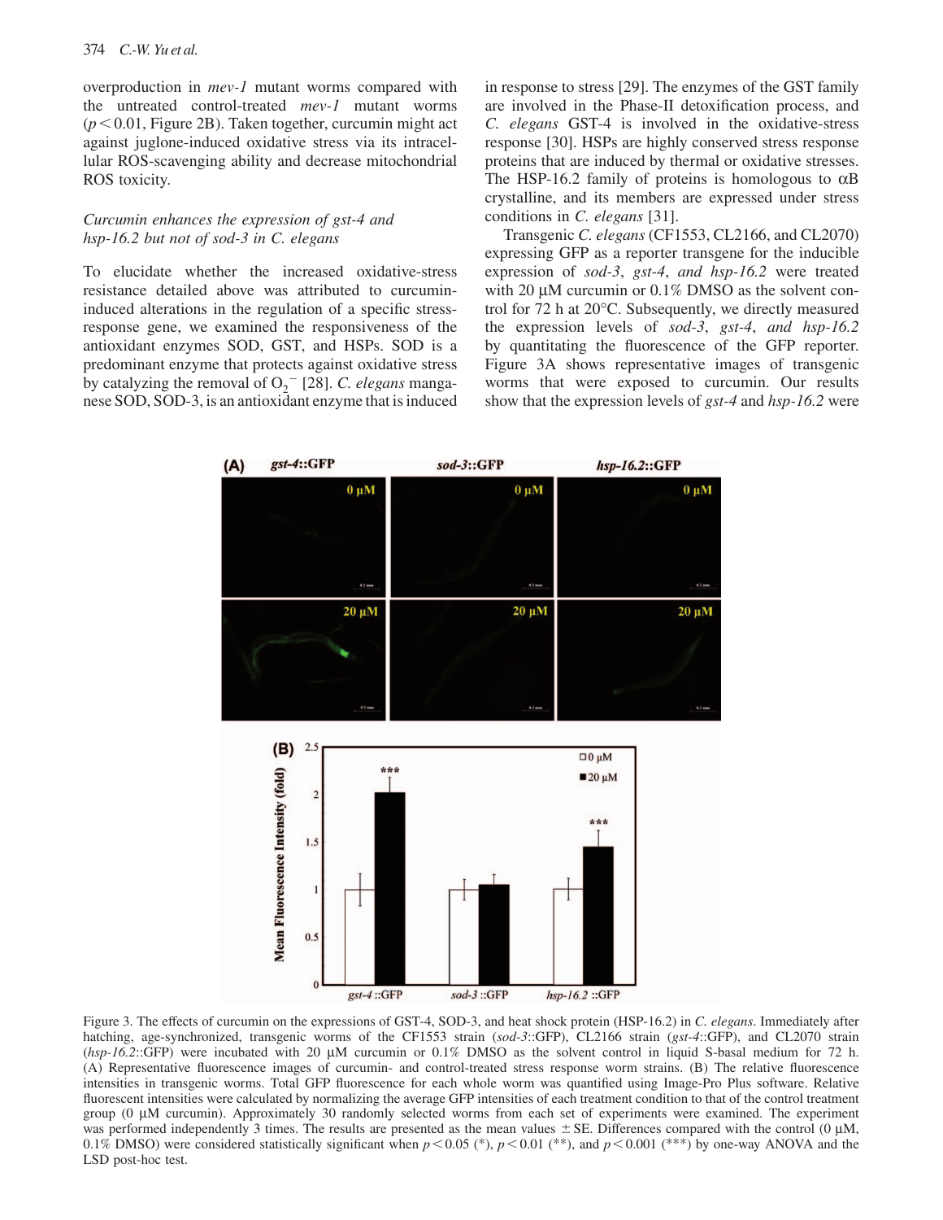overproduction in *mev-1* mutant worms compared with the untreated control-treated *mev-1* mutant worms ($p < 0.01$, Figure 2B). Taken together, curcumin might act against juglone-induced oxidative stress via its intracellular ROS-scavenging ability and decrease mitochondrial ROS toxicity.

### *Curcumin enhances the expression of gst-4 and hsp-16.2 but not of sod-3 in C. elegans*

To elucidate whether the increased oxidative-stress resistance detailed above was attributed to curcumin-induced alterations in the regulation of a specific stress-response gene, we examined the responsiveness of the antioxidant enzymes SOD, GST, and HSPs. SOD is a predominant enzyme that protects against oxidative stress by catalyzing the removal of $O_2^-$ [28]. *C. elegans* manganese SOD, SOD-3, is an antioxidant enzyme that is induced in response to stress [29]. The enzymes of the GST family are involved in the Phase-II detoxification process, and *C. elegans* GST-4 is involved in the oxidative-stress response [30]. HSPs are highly conserved stress response proteins that are induced by thermal or oxidative stresses. The HSP-16.2 family of proteins is homologous to αB crystalline, and its members are expressed under stress conditions in *C. elegans* [31].

Transgenic *C. elegans* (CF1553, CL2166, and CL2070) expressing GFP as a reporter transgene for the inducible expression of *sod-3*, *gst-4*, *and hsp-16.2* were treated with 20 µM curcumin or 0.1% DMSO as the solvent control for 72 h at 20°C. Subsequently, we directly measured the expression levels of *sod-3*, *gst-4*, *and hsp-16.2* by quantitating the fluorescence of the GFP reporter. Figure 3A shows representative images of transgenic worms that were exposed to curcumin. Our results show that the expression levels of *gst-4* and *hsp-16.2* were

Figure 3. The effects of curcumin on the expressions of GST-4, SOD-3, and heat shock protein (HSP-16.2) in *C. elegans*. Immediately after hatching, age-synchronized, transgenic worms of the CF1553 strain (*sod-3*::GFP), CL2166 strain (*gst-4*::GFP), and CL2070 strain (*hsp-16.2*::GFP) were incubated with 20 µM curcumin or 0.1% DMSO as the solvent control in liquid S-basal medium for 72 h. (A) Representative fluorescence images of curcumin- and control-treated stress response worm strains. (B) The relative fluorescence intensities in transgenic worms. Total GFP fluorescence for each whole worm was quantified using Image-Pro Plus software. Relative fluorescent intensities were calculated by normalizing the average GFP intensities of each treatment condition to that of the control treatment group (0 µM curcumin). Approximately 30 randomly selected worms from each set of experiments were examined. The experiment was performed independently 3 times. The results are presented as the mean values ± SE. Differences compared with the control (0 µM, 0.1% DMSO) were considered statistically significant when $p < 0.05$ (*), $p < 0.01$ (**), and $p < 0.001$ (***) by one-way ANOVA and the LSD post-hoc test.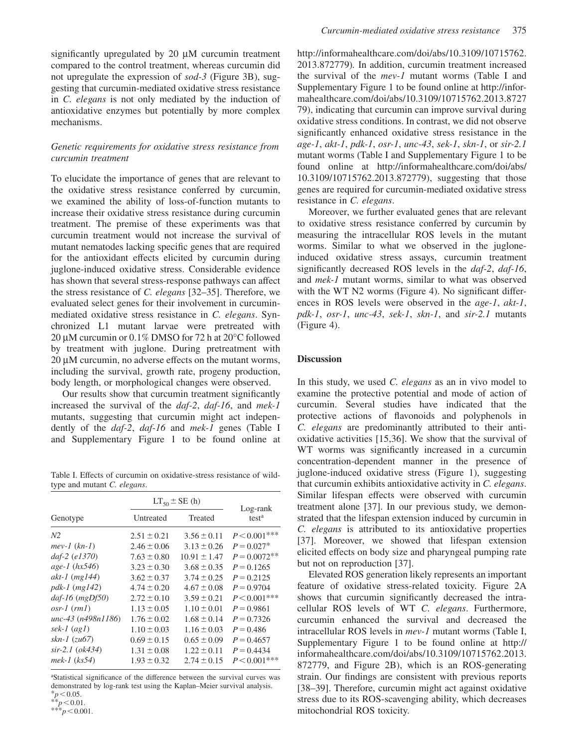significantly upregulated by 20 μM curcumin treatment compared to the control treatment, whereas curcumin did not upregulate the expression of *sod-3* (Figure 3B), suggesting that curcumin-mediated oxidative stress resistance in *C. elegans* is not only mediated by the induction of antioxidative enzymes but potentially by more complex mechanisms.

### *Genetic requirements for oxidative stress resistance from curcumin treatment*

To elucidate the importance of genes that are relevant to the oxidative stress resistance conferred by curcumin, we examined the ability of loss-of-function mutants to increase their oxidative stress resistance during curcumin treatment. The premise of these experiments was that curcumin treatment would not increase the survival of mutant nematodes lacking specific genes that are required for the antioxidant effects elicited by curcumin during juglone-induced oxidative stress. Considerable evidence has shown that several stress-response pathways can affect the stress resistance of *C. elegans* [32–35]. Therefore, we evaluated select genes for their involvement in curcumin-mediated oxidative stress resistance in *C. elegans*. Synchronized L1 mutant larvae were pretreated with 20 μM curcumin or 0.1% DMSO for 72 h at 20°C followed by treatment with juglone. During pretreatment with 20 μM curcumin, no adverse effects on the mutant worms, including the survival, growth rate, progeny production, body length, or morphological changes were observed.

Our results show that curcumin treatment significantly increased the survival of the *daf-2*, *daf-16*, and *mek-1* mutants, suggesting that curcumin might act independently of the *daf-2*, *daf-16* and *mek-1* genes (Table I and Supplementary Figure 1 to be found online at http://informahealthcare.com/doi/abs/10.3109/10715762.2013.872779). In addition, curcumin treatment increased the survival of the *mev-1* mutant worms (Table I and Supplementary Figure 1 to be found online at http://informahealthcare.com/doi/abs/10.3109/10715762.2013.872779), indicating that curcumin can improve survival during oxidative stress conditions. In contrast, we did not observe significantly enhanced oxidative stress resistance in the *age-1*, *akt-1*, *pdk-1*, *osr-1*, *unc-43*, *sek-1*, *skn-1*, or *sir-2.1* mutant worms (Table I and Supplementary Figure 1 to be found online at http://informahealthcare.com/doi/abs/10.3109/10715762.2013.872779), suggesting that those genes are required for curcumin-mediated oxidative stress resistance in *C. elegans*.

Table I. Effects of curcumin on oxidative-stress resistance of wild-type and mutant *C. elegans*.

| Genotype | $LT_{50} \pm$ SE (h) | | Log-rank test[a] |
|---|---|---|---|
| | Untreated | Treated | |
| *N2* | $2.51 \pm 0.21$ | $3.56 \pm 0.11$ | $P < 0.001$*** |
| *mev-1* (*kn-1*) | $2.46 \pm 0.06$ | $3.13 \pm 0.26$ | $P = 0.027$* |
| *daf-2* (*e1370*) | $7.63 \pm 0.80$ | $10.91 \pm 1.47$ | $P = 0.0072$** |
| *age-1* (*hx546*) | $3.23 \pm 0.30$ | $3.68 \pm 0.35$ | $P = 0.1265$ |
| *akt-1* (*mg144*) | $3.62 \pm 0.37$ | $3.74 \pm 0.25$ | $P = 0.2125$ |
| *pdk-1* (*mg142*) | $4.74 \pm 0.20$ | $4.67 \pm 0.08$ | $P = 0.9704$ |
| *daf-16* (*mgDf50*) | $2.72 \pm 0.10$ | $3.59 \pm 0.21$ | $P < 0.001$*** |
| *osr-1* (*rm1*) | $1.13 \pm 0.05$ | $1.10 \pm 0.01$ | $P = 0.9861$ |
| *unc-43* (*n498n1186*) | $1.76 \pm 0.02$ | $1.68 \pm 0.14$ | $P = 0.7326$ |
| *sek-1* (*ag1*) | $1.10 \pm 0.03$ | $1.16 \pm 0.03$ | $P = 0.486$ |
| *skn-1* (*zu67*) | $0.69 \pm 0.15$ | $0.65 \pm 0.09$ | $P = 0.4657$ |
| *sir-2.1* (*ok434*) | $1.31 \pm 0.08$ | $1.22 \pm 0.11$ | $P = 0.4434$ |
| *mek-1* (*ks54*) | $1.93 \pm 0.32$ | $2.74 \pm 0.15$ | $P < 0.001$*** |

[a]Statistical significance of the difference between the survival curves was demonstrated by log-rank test using the Kaplan–Meier survival analysis.
*$p < 0.05$.
**$p < 0.01$.
***$p < 0.001$.

Moreover, we further evaluated genes that are relevant to oxidative stress resistance conferred by curcumin by measuring the intracellular ROS levels in the mutant worms. Similar to what we observed in the juglone-induced oxidative stress assays, curcumin treatment significantly decreased ROS levels in the *daf-2*, *daf-16*, and *mek-1* mutant worms, similar to what was observed with the WT N2 worms (Figure 4). No significant differences in ROS levels were observed in the *age-1*, *akt-1*, *pdk-1*, *osr-1*, *unc-43*, *sek-1*, *skn-1*, and *sir-2.1* mutants (Figure 4).

## Discussion

In this study, we used *C. elegans* as an in vivo model to examine the protective potential and mode of action of curcumin. Several studies have indicated that the protective actions of flavonoids and polyphenols in *C. elegans* are predominantly attributed to their antioxidative activities [15,36]. We show that the survival of WT worms was significantly increased in a curcumin concentration-dependent manner in the presence of juglone-induced oxidative stress (Figure 1), suggesting that curcumin exhibits antioxidative activity in *C. elegans*. Similar lifespan effects were observed with curcumin treatment alone [37]. In our previous study, we demonstrated that the lifespan extension induced by curcumin in *C. elegans* is attributed to its antioxidative properties [37]. Moreover, we showed that lifespan extension elicited effects on body size and pharyngeal pumping rate but not on reproduction [37].

Elevated ROS generation likely represents an important feature of oxidative stress-related toxicity. Figure 2A shows that curcumin significantly decreased the intracellular ROS levels of WT *C. elegans*. Furthermore, curcumin enhanced the survival and decreased the intracellular ROS levels in *mev-1* mutant worms (Table I, Supplementary Figure 1 to be found online at http://informahealthcare.com/doi/abs/10.3109/10715762.2013.872779, and Figure 2B), which is an ROS-generating strain. Our findings are consistent with previous reports [38–39]. Therefore, curcumin might act against oxidative stress due to its ROS-scavenging ability, which decreases mitochondrial ROS toxicity.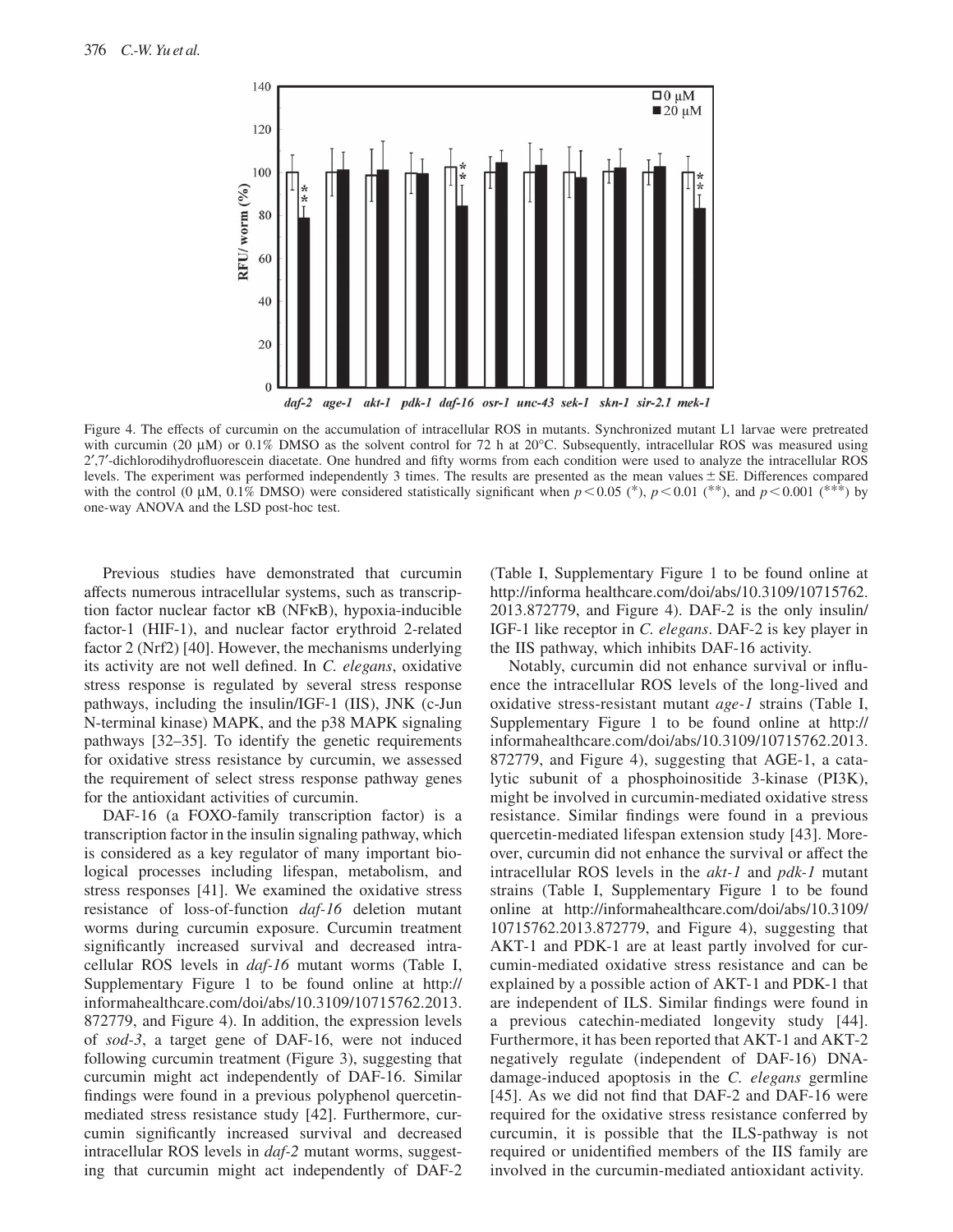Figure 4. The effects of curcumin on the accumulation of intracellular ROS in mutants. Synchronized mutant L1 larvae were pretreated with curcumin (20 μM) or 0.1% DMSO as the solvent control for 72 h at 20°C. Subsequently, intracellular ROS was measured using 2′,7′-dichlorodihydrofluorescein diacetate. One hundred and fifty worms from each condition were used to analyze the intracellular ROS levels. The experiment was performed independently 3 times. The results are presented as the mean values ± SE. Differences compared with the control (0 μM, 0.1% DMSO) were considered statistically significant when $p < 0.05$ (*), $p < 0.01$ (**), and $p < 0.001$ (***) by one-way ANOVA and the LSD post-hoc test.

Previous studies have demonstrated that curcumin affects numerous intracellular systems, such as transcription factor nuclear factor κB (NFκB), hypoxia-inducible factor-1 (HIF-1), and nuclear factor erythroid 2-related factor 2 (Nrf2) [40]. However, the mechanisms underlying its activity are not well defined. In *C. elegans*, oxidative stress response is regulated by several stress response pathways, including the insulin/IGF-1 (IIS), JNK (c-Jun N-terminal kinase) MAPK, and the p38 MAPK signaling pathways [32–35]. To identify the genetic requirements for oxidative stress resistance by curcumin, we assessed the requirement of select stress response pathway genes for the antioxidant activities of curcumin.

DAF-16 (a FOXO-family transcription factor) is a transcription factor in the insulin signaling pathway, which is considered as a key regulator of many important biological processes including lifespan, metabolism, and stress responses [41]. We examined the oxidative stress resistance of loss-of-function *daf-16* deletion mutant worms during curcumin exposure. Curcumin treatment significantly increased survival and decreased intracellular ROS levels in *daf-16* mutant worms (Table I, Supplementary Figure 1 to be found online at http://informahealthcare.com/doi/abs/10.3109/10715762.2013.872779, and Figure 4). In addition, the expression levels of *sod-3*, a target gene of DAF-16, were not induced following curcumin treatment (Figure 3), suggesting that curcumin might act independently of DAF-16. Similar findings were found in a previous polyphenol quercetin-mediated stress resistance study [42]. Furthermore, curcumin significantly increased survival and decreased intracellular ROS levels in *daf-2* mutant worms, suggesting that curcumin might act independently of DAF-2 (Table I, Supplementary Figure 1 to be found online at http://informa healthcare.com/doi/abs/10.3109/10715762.2013.872779, and Figure 4). DAF-2 is the only insulin/IGF-1 like receptor in *C. elegans*. DAF-2 is key player in the IIS pathway, which inhibits DAF-16 activity.

Notably, curcumin did not enhance survival or influence the intracellular ROS levels of the long-lived and oxidative stress-resistant mutant *age-1* strains (Table I, Supplementary Figure 1 to be found online at http://informahealthcare.com/doi/abs/10.3109/10715762.2013.872779, and Figure 4), suggesting that AGE-1, a catalytic subunit of a phosphoinositide 3-kinase (PI3K), might be involved in curcumin-mediated oxidative stress resistance. Similar findings were found in a previous quercetin-mediated lifespan extension study [43]. Moreover, curcumin did not enhance the survival or affect the intracellular ROS levels in the *akt-1* and *pdk-1* mutant strains (Table I, Supplementary Figure 1 to be found online at http://informahealthcare.com/doi/abs/10.3109/10715762.2013.872779, and Figure 4), suggesting that AKT-1 and PDK-1 are at least partly involved for curcumin-mediated oxidative stress resistance and can be explained by a possible action of AKT-1 and PDK-1 that are independent of ILS. Similar findings were found in a previous catechin-mediated longevity study [44]. Furthermore, it has been reported that AKT-1 and AKT-2 negatively regulate (independent of DAF-16) DNA-damage-induced apoptosis in the *C. elegans* germline [45]. As we did not find that DAF-2 and DAF-16 were required for the oxidative stress resistance conferred by curcumin, it is possible that the ILS-pathway is not required or unidentified members of the IIS family are involved in the curcumin-mediated antioxidant activity.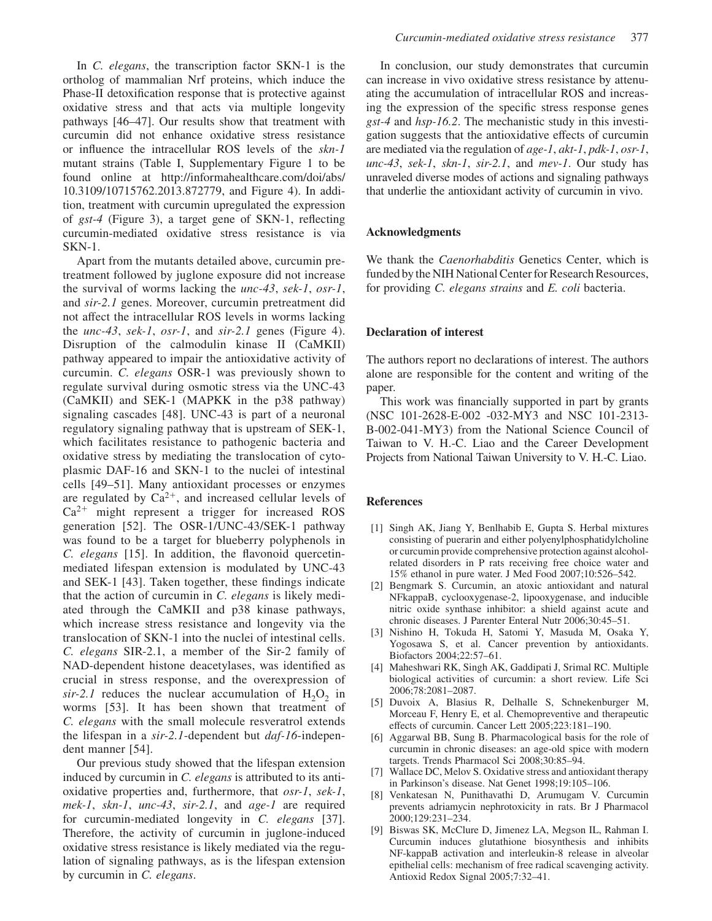In *C. elegans*, the transcription factor SKN-1 is the ortholog of mammalian Nrf proteins, which induce the Phase-II detoxification response that is protective against oxidative stress and that acts via multiple longevity pathways [46–47]. Our results show that treatment with curcumin did not enhance oxidative stress resistance or influence the intracellular ROS levels of the *skn-1* mutant strains (Table I, Supplementary Figure 1 to be found online at http://informahealthcare.com/doi/abs/10.3109/10715762.2013.872779, and Figure 4). In addition, treatment with curcumin upregulated the expression of *gst-4* (Figure 3), a target gene of SKN-1, reflecting curcumin-mediated oxidative stress resistance is via SKN-1.

Apart from the mutants detailed above, curcumin pretreatment followed by juglone exposure did not increase the survival of worms lacking the *unc-43*, *sek-1*, *osr-1*, and *sir-2.1* genes. Moreover, curcumin pretreatment did not affect the intracellular ROS levels in worms lacking the *unc-43*, *sek-1*, *osr-1*, and *sir-2.1* genes (Figure 4). Disruption of the calmodulin kinase II (CaMKII) pathway appeared to impair the antioxidative activity of curcumin. *C. elegans* OSR-1 was previously shown to regulate survival during osmotic stress via the UNC-43 (CaMKII) and SEK-1 (MAPKK in the p38 pathway) signaling cascades [48]. UNC-43 is part of a neuronal regulatory signaling pathway that is upstream of SEK-1, which facilitates resistance to pathogenic bacteria and oxidative stress by mediating the translocation of cytoplasmic DAF-16 and SKN-1 to the nuclei of intestinal cells [49–51]. Many antioxidant processes or enzymes are regulated by $Ca^{2+}$, and increased cellular levels of $Ca^{2+}$ might represent a trigger for increased ROS generation [52]. The OSR-1/UNC-43/SEK-1 pathway was found to be a target for blueberry polyphenols in *C. elegans* [15]. In addition, the flavonoid quercetin-mediated lifespan extension is modulated by UNC-43 and SEK-1 [43]. Taken together, these findings indicate that the action of curcumin in *C. elegans* is likely mediated through the CaMKII and p38 kinase pathways, which increase stress resistance and longevity via the translocation of SKN-1 into the nuclei of intestinal cells. *C. elegans* SIR-2.1, a member of the Sir-2 family of NAD-dependent histone deacetylases, was identified as crucial in stress response, and the overexpression of *sir-2.1* reduces the nuclear accumulation of $H_2O_2$ in worms [53]. It has been shown that treatment of *C. elegans* with the small molecule resveratrol extends the lifespan in a *sir-2.1*-dependent but *daf-16*-independent manner [54].

Our previous study showed that the lifespan extension induced by curcumin in *C. elegans* is attributed to its antioxidative properties and, furthermore, that *osr-1*, *sek-1*, *mek-1*, *skn-1*, *unc-43*, *sir-2.1*, and *age-1* are required for curcumin-mediated longevity in *C. elegans* [37]. Therefore, the activity of curcumin in juglone-induced oxidative stress resistance is likely mediated via the regulation of signaling pathways, as is the lifespan extension by curcumin in *C. elegans*.

In conclusion, our study demonstrates that curcumin can increase in vivo oxidative stress resistance by attenuating the accumulation of intracellular ROS and increasing the expression of the specific stress response genes *gst-4* and *hsp-16.2*. The mechanistic study in this investigation suggests that the antioxidative effects of curcumin are mediated via the regulation of *age-1*, *akt-1*, *pdk-1*, *osr-1*, *unc-43*, *sek-1*, *skn-1*, *sir-2.1*, and *mev-1*. Our study has unraveled diverse modes of actions and signaling pathways that underlie the antioxidant activity of curcumin in vivo.

## Acknowledgments

We thank the *Caenorhabditis* Genetics Center, which is funded by the NIH National Center for Research Resources, for providing *C. elegans strains* and *E. coli* bacteria.

## Declaration of interest

The authors report no declarations of interest. The authors alone are responsible for the content and writing of the paper.

This work was financially supported in part by grants (NSC 101-2628-E-002 -032-MY3 and NSC 101-2313-B-002-041-MY3) from the National Science Council of Taiwan to V. H.-C. Liao and the Career Development Projects from National Taiwan University to V. H.-C. Liao.

## References

[1] Singh AK, Jiang Y, Benlhabib E, Gupta S. Herbal mixtures consisting of puerarin and either polyenylphosphatidylcholine or curcumin provide comprehensive protection against alcohol-related disorders in P rats receiving free choice water and 15% ethanol in pure water. J Med Food 2007;10:526–542.

[2] Bengmark S. Curcumin, an atoxic antioxidant and natural NFkappaB, cyclooxygenase-2, lipooxygenase, and inducible nitric oxide synthase inhibitor: a shield against acute and chronic diseases. J Parenter Enteral Nutr 2006;30:45–51.

[3] Nishino H, Tokuda H, Satomi Y, Masuda M, Osaka Y, Yogosawa S, et al. Cancer prevention by antioxidants. Biofactors 2004;22:57–61.

[4] Maheshwari RK, Singh AK, Gaddipati J, Srimal RC. Multiple biological activities of curcumin: a short review. Life Sci 2006;78:2081–2087.

[5] Duvoix A, Blasius R, Delhalle S, Schnekenburger M, Morceau F, Henry E, et al. Chemopreventive and therapeutic effects of curcumin. Cancer Lett 2005;223:181–190.

[6] Aggarwal BB, Sung B. Pharmacological basis for the role of curcumin in chronic diseases: an age-old spice with modern targets. Trends Pharmacol Sci 2008;30:85–94.

[7] Wallace DC, Melov S. Oxidative stress and antioxidant therapy in Parkinson's disease. Nat Genet 1998;19:105–106.

[8] Venkatesan N, Punithavathi D, Arumugam V. Curcumin prevents adriamycin nephrotoxicity in rats. Br J Pharmacol 2000;129:231–234.

[9] Biswas SK, McClure D, Jimenez LA, Megson IL, Rahman I. Curcumin induces glutathione biosynthesis and inhibits NF-kappaB activation and interleukin-8 release in alveolar epithelial cells: mechanism of free radical scavenging activity. Antioxid Redox Signal 2005;7:32–41.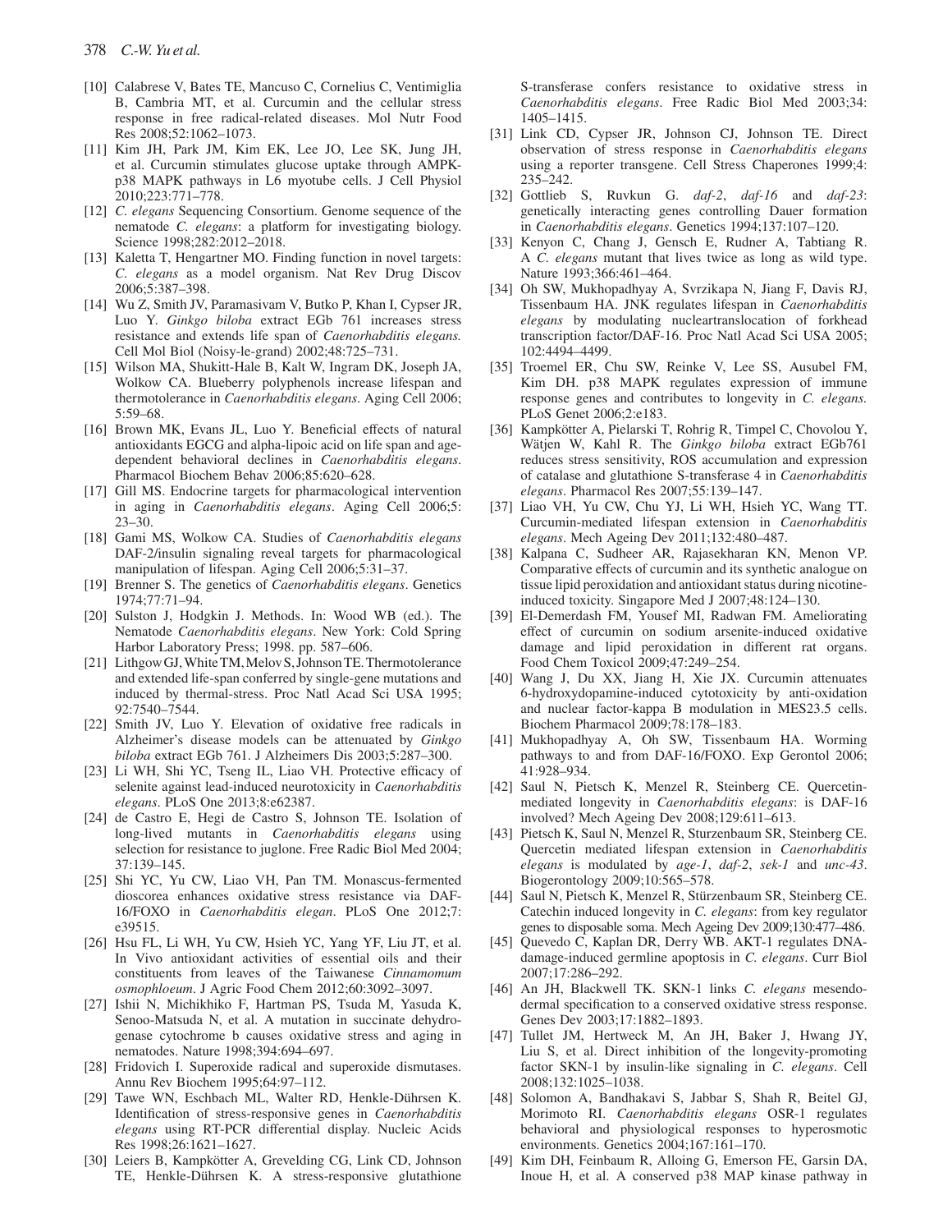[10] Calabrese V, Bates TE, Mancuso C, Cornelius C, Ventimiglia B, Cambria MT, et al. Curcumin and the cellular stress response in free radical-related diseases. Mol Nutr Food Res 2008;52:1062–1073.

[11] Kim JH, Park JM, Kim EK, Lee JO, Lee SK, Jung JH, et al. Curcumin stimulates glucose uptake through AMPK-p38 MAPK pathways in L6 myotube cells. J Cell Physiol 2010;223:771–778.

[12] *C. elegans* Sequencing Consortium. Genome sequence of the nematode *C. elegans*: a platform for investigating biology. Science 1998;282:2012–2018.

[13] Kaletta T, Hengartner MO. Finding function in novel targets: *C. elegans* as a model organism. Nat Rev Drug Discov 2006;5:387–398.

[14] Wu Z, Smith JV, Paramasivam V, Butko P, Khan I, Cypser JR, Luo Y. *Ginkgo biloba* extract EGb 761 increases stress resistance and extends life span of *Caenorhabditis elegans.* Cell Mol Biol (Noisy-le-grand) 2002;48:725–731.

[15] Wilson MA, Shukitt-Hale B, Kalt W, Ingram DK, Joseph JA, Wolkow CA. Blueberry polyphenols increase lifespan and thermotolerance in *Caenorhabditis elegans*. Aging Cell 2006; 5:59–68.

[16] Brown MK, Evans JL, Luo Y. Beneficial effects of natural antioxidants EGCG and alpha-lipoic acid on life span and age-dependent behavioral declines in *Caenorhabditis elegans*. Pharmacol Biochem Behav 2006;85:620–628.

[17] Gill MS. Endocrine targets for pharmacological intervention in aging in *Caenorhabditis elegans*. Aging Cell 2006;5: 23–30.

[18] Gami MS, Wolkow CA. Studies of *Caenorhabditis elegans* DAF-2/insulin signaling reveal targets for pharmacological manipulation of lifespan. Aging Cell 2006;5:31–37.

[19] Brenner S. The genetics of *Caenorhabditis elegans*. Genetics 1974;77:71–94.

[20] Sulston J, Hodgkin J. Methods. In: Wood WB (ed.). The Nematode *Caenorhabditis elegans*. New York: Cold Spring Harbor Laboratory Press; 1998. pp. 587–606.

[21] Lithgow GJ, White TM, Melov S, Johnson TE. Thermotolerance and extended life-span conferred by single-gene mutations and induced by thermal-stress. Proc Natl Acad Sci USA 1995; 92:7540–7544.

[22] Smith JV, Luo Y. Elevation of oxidative free radicals in Alzheimer's disease models can be attenuated by *Ginkgo biloba* extract EGb 761. J Alzheimers Dis 2003;5:287–300.

[23] Li WH, Shi YC, Tseng IL, Liao VH. Protective efficacy of selenite against lead-induced neurotoxicity in *Caenorhabditis elegans*. PLoS One 2013;8:e62387.

[24] de Castro E, Hegi de Castro S, Johnson TE. Isolation of long-lived mutants in *Caenorhabditis elegans* using selection for resistance to juglone. Free Radic Biol Med 2004; 37:139–145.

[25] Shi YC, Yu CW, Liao VH, Pan TM. Monascus-fermented dioscorea enhances oxidative stress resistance via DAF-16/FOXO in *Caenorhabditis elegan*. PLoS One 2012;7: e39515.

[26] Hsu FL, Li WH, Yu CW, Hsieh YC, Yang YF, Liu JT, et al. In Vivo antioxidant activities of essential oils and their constituents from leaves of the Taiwanese *Cinnamomum osmophloeum*. J Agric Food Chem 2012;60:3092–3097.

[27] Ishii N, Michihkiko F, Hartman PS, Tsuda M, Yasuda K, Senoo-Matsuda N, et al. A mutation in succinate dehydrogenase cytochrome b causes oxidative stress and aging in nematodes. Nature 1998;394:694–697.

[28] Fridovich I. Superoxide radical and superoxide dismutases. Annu Rev Biochem 1995;64:97–112.

[29] Tawe WN, Eschbach ML, Walter RD, Henkle-Dührsen K. Identification of stress-responsive genes in *Caenorhabditis elegans* using RT-PCR differential display. Nucleic Acids Res 1998;26:1621–1627.

[30] Leiers B, Kampkötter A, Grevelding CG, Link CD, Johnson TE, Henkle-Dührsen K. A stress-responsive glutathione S-transferase confers resistance to oxidative stress in *Caenorhabditis elegans*. Free Radic Biol Med 2003;34: 1405–1415.

[31] Link CD, Cypser JR, Johnson CJ, Johnson TE. Direct observation of stress response in *Caenorhabditis elegans* using a reporter transgene. Cell Stress Chaperones 1999;4: 235–242.

[32] Gottlieb S, Ruvkun G. *daf-2*, *daf-16* and *daf-23*: genetically interacting genes controlling Dauer formation in *Caenorhabditis elegans*. Genetics 1994;137:107–120.

[33] Kenyon C, Chang J, Gensch E, Rudner A, Tabtiang R. A *C. elegans* mutant that lives twice as long as wild type. Nature 1993;366:461–464.

[34] Oh SW, Mukhopadhyay A, Svrzikapa N, Jiang F, Davis RJ, Tissenbaum HA. JNK regulates lifespan in *Caenorhabditis elegans* by modulating nucleartranslocation of forkhead transcription factor/DAF-16. Proc Natl Acad Sci USA 2005; 102:4494–4499.

[35] Troemel ER, Chu SW, Reinke V, Lee SS, Ausubel FM, Kim DH. p38 MAPK regulates expression of immune response genes and contributes to longevity in *C. elegans.* PLoS Genet 2006;2:e183.

[36] Kampkötter A, Pielarski T, Rohrig R, Timpel C, Chovolou Y, Wätjen W, Kahl R. The *Ginkgo biloba* extract EGb761 reduces stress sensitivity, ROS accumulation and expression of catalase and glutathione S-transferase 4 in *Caenorhabditis elegans*. Pharmacol Res 2007;55:139–147.

[37] Liao VH, Yu CW, Chu YJ, Li WH, Hsieh YC, Wang TT. Curcumin-mediated lifespan extension in *Caenorhabditis elegans*. Mech Ageing Dev 2011;132:480–487.

[38] Kalpana C, Sudheer AR, Rajasekharan KN, Menon VP. Comparative effects of curcumin and its synthetic analogue on tissue lipid peroxidation and antioxidant status during nicotine-induced toxicity. Singapore Med J 2007;48:124–130.

[39] El-Demerdash FM, Yousef MI, Radwan FM. Ameliorating effect of curcumin on sodium arsenite-induced oxidative damage and lipid peroxidation in different rat organs. Food Chem Toxicol 2009;47:249–254.

[40] Wang J, Du XX, Jiang H, Xie JX. Curcumin attenuates 6-hydroxydopamine-induced cytotoxicity by anti-oxidation and nuclear factor-kappa B modulation in MES23.5 cells. Biochem Pharmacol 2009;78:178–183.

[41] Mukhopadhyay A, Oh SW, Tissenbaum HA. Worming pathways to and from DAF-16/FOXO. Exp Gerontol 2006; 41:928–934.

[42] Saul N, Pietsch K, Menzel R, Steinberg CE. Quercetin-mediated longevity in *Caenorhabditis elegans*: is DAF-16 involved? Mech Ageing Dev 2008;129:611–613.

[43] Pietsch K, Saul N, Menzel R, Sturzenbaum SR, Steinberg CE. Quercetin mediated lifespan extension in *Caenorhabditis elegans* is modulated by *age-1*, *daf-2*, *sek-1* and *unc-43*. Biogerontology 2009;10:565–578.

[44] Saul N, Pietsch K, Menzel R, Stürzenbaum SR, Steinberg CE. Catechin induced longevity in *C. elegans*: from key regulator genes to disposable soma. Mech Ageing Dev 2009;130:477–486.

[45] Quevedo C, Kaplan DR, Derry WB. AKT-1 regulates DNA-damage-induced germline apoptosis in *C. elegans*. Curr Biol 2007;17:286–292.

[46] An JH, Blackwell TK. SKN-1 links *C. elegans* mesendodermal specification to a conserved oxidative stress response. Genes Dev 2003;17:1882–1893.

[47] Tullet JM, Hertweck M, An JH, Baker J, Hwang JY, Liu S, et al. Direct inhibition of the longevity-promoting factor SKN-1 by insulin-like signaling in *C. elegans*. Cell 2008;132:1025–1038.

[48] Solomon A, Bandhakavi S, Jabbar S, Shah R, Beitel GJ, Morimoto RI. *Caenorhabditis elegans* OSR-1 regulates behavioral and physiological responses to hyperosmotic environments. Genetics 2004;167:161–170.

[49] Kim DH, Feinbaum R, Alloing G, Emerson FE, Garsin DA, Inoue H, et al. A conserved p38 MAP kinase pathway in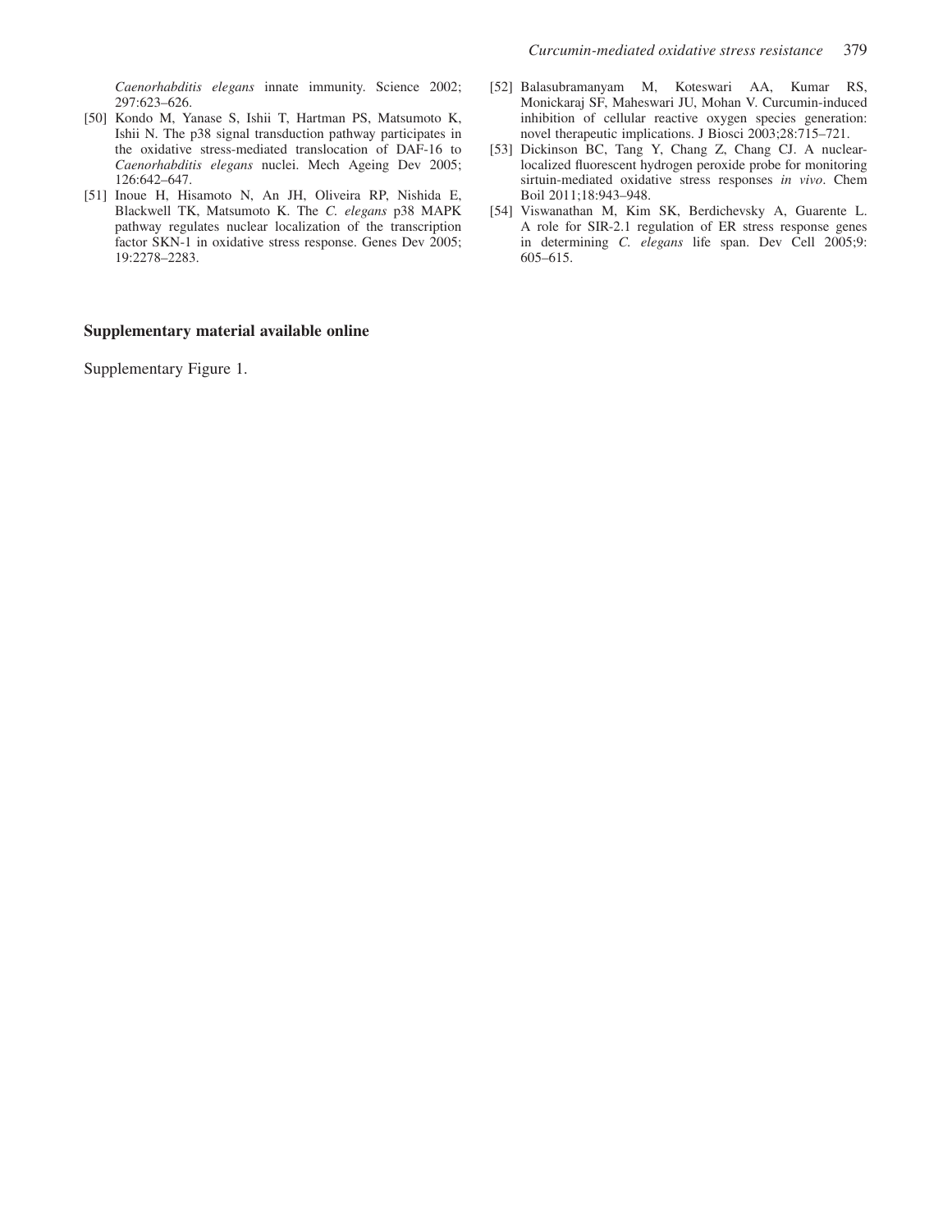*Caenorhabditis elegans* innate immunity. Science 2002; 297:623–626.

[50] Kondo M, Yanase S, Ishii T, Hartman PS, Matsumoto K, Ishii N. The p38 signal transduction pathway participates in the oxidative stress-mediated translocation of DAF-16 to *Caenorhabditis elegans* nuclei. Mech Ageing Dev 2005; 126:642–647.

[51] Inoue H, Hisamoto N, An JH, Oliveira RP, Nishida E, Blackwell TK, Matsumoto K. The *C. elegans* p38 MAPK pathway regulates nuclear localization of the transcription factor SKN-1 in oxidative stress response. Genes Dev 2005; 19:2278–2283.

[52] Balasubramanyam M, Koteswari AA, Kumar RS, Monickaraj SF, Maheswari JU, Mohan V. Curcumin-induced inhibition of cellular reactive oxygen species generation: novel therapeutic implications. J Biosci 2003;28:715–721.

[53] Dickinson BC, Tang Y, Chang Z, Chang CJ. A nuclear-localized fluorescent hydrogen peroxide probe for monitoring sirtuin-mediated oxidative stress responses *in vivo*. Chem Boil 2011;18:943–948.

[54] Viswanathan M, Kim SK, Berdichevsky A, Guarente L. A role for SIR-2.1 regulation of ER stress response genes in determining *C. elegans* life span. Dev Cell 2005;9: 605–615.

## Supplementary material available online

Supplementary Figure 1.